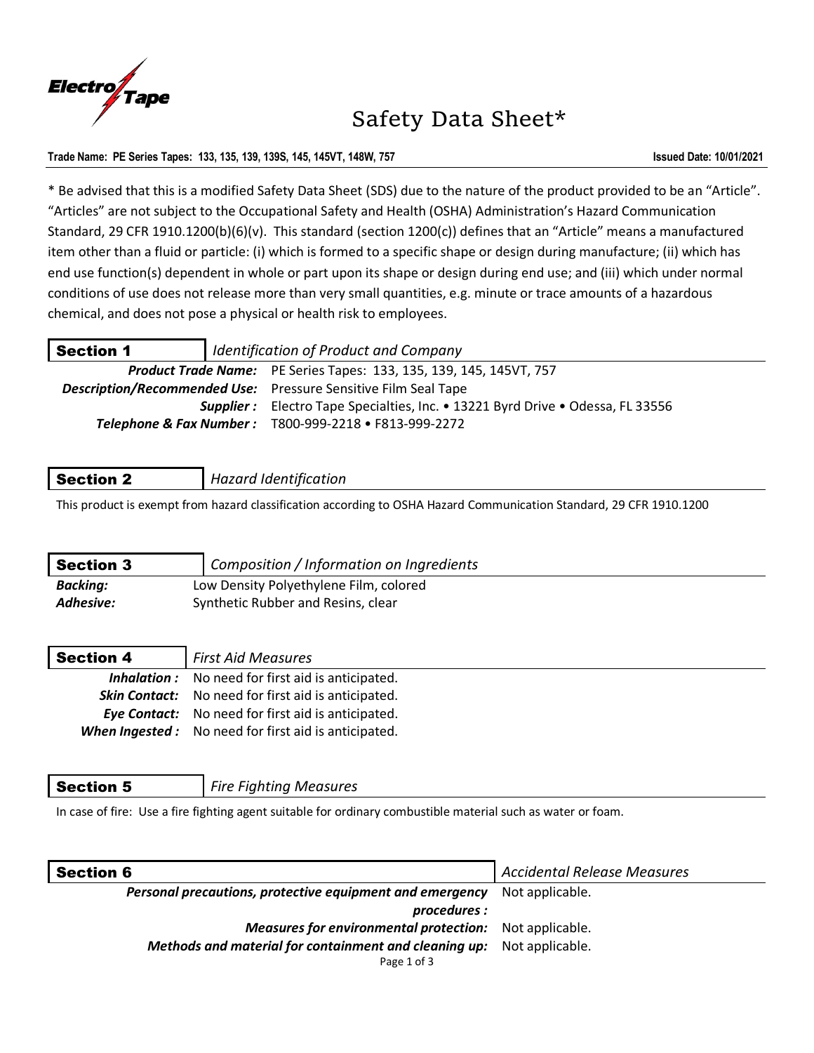# Safety Data Sheet*

**Trade Name: PE Series Tapes: 133, 135, 139, 139S, 145, 145VT, 148W, 757** **Issued Date: 10/01/2021**

* Be advised that this is a modified Safety Data Sheet (SDS) due to the nature of the product provided to be an "Article". "Articles" are not subject to the Occupational Safety and Health (OSHA) Administration's Hazard Communication Standard, 29 CFR 1910.1200(b)(6)(v). This standard (section 1200(c)) defines that an "Article" means a manufactured item other than a fluid or particle: (i) which is formed to a specific shape or design during manufacture; (ii) which has end use function(s) dependent in whole or part upon its shape or design during end use; and (iii) which under normal conditions of use does not release more than very small quantities, e.g. minute or trace amounts of a hazardous chemical, and does not pose a physical or health risk to employees.

## Section 1 — *Identification of Product and Company*

***Product Trade Name:*** PE Series Tapes: 133, 135, 139, 145, 145VT, 757

***Description/Recommended Use:*** Pressure Sensitive Film Seal Tape

***Supplier :*** Electro Tape Specialties, Inc. • 13221 Byrd Drive • Odessa, FL 33556

***Telephone & Fax Number :*** T800-999-2218 • F813-999-2272

## Section 2 — *Hazard Identification*

This product is exempt from hazard classification according to OSHA Hazard Communication Standard, 29 CFR 1910.1200

## Section 3 — *Composition / Information on Ingredients*

***Backing:*** Low Density Polyethylene Film, colored

***Adhesive:*** Synthetic Rubber and Resins, clear

## Section 4 — *First Aid Measures*

***Inhalation :*** No need for first aid is anticipated.

***Skin Contact:*** No need for first aid is anticipated.

***Eye Contact:*** No need for first aid is anticipated.

***When Ingested :*** No need for first aid is anticipated.

## Section 5 — *Fire Fighting Measures*

In case of fire: Use a fire fighting agent suitable for ordinary combustible material such as water or foam.

## Section 6 — *Accidental Release Measures*

***Personal precautions, protective equipment and emergency procedures :*** Not applicable.

***Measures for environmental protection:*** Not applicable.

***Methods and material for containment and cleaning up:*** Not applicable.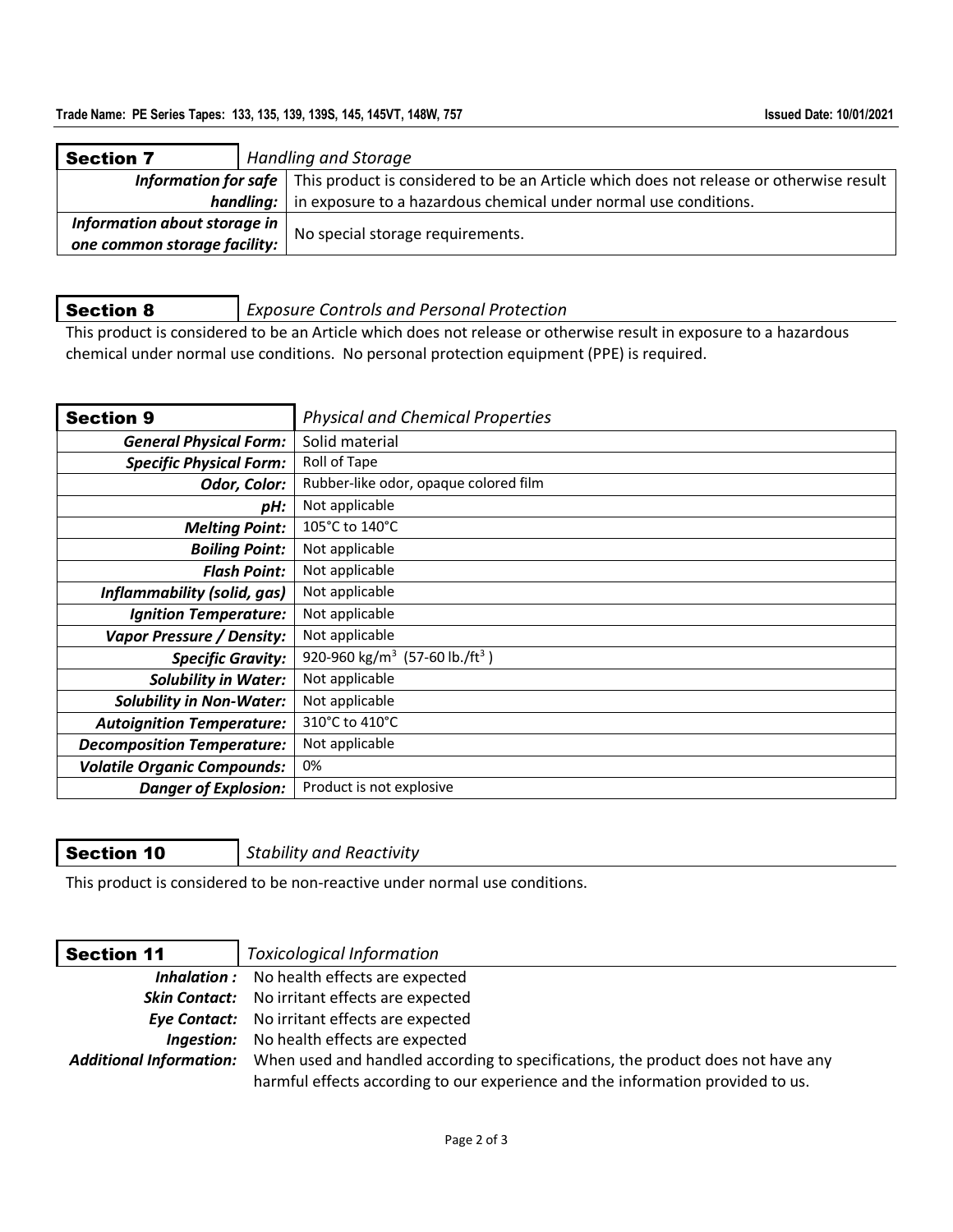## Section 7 — *Handling and Storage*

| | |
|---|---|
| ***Information for safe handling:*** | This product is considered to be an Article which does not release or otherwise result in exposure to a hazardous chemical under normal use conditions. |
| ***Information about storage in one common storage facility:*** | No special storage requirements. |

## Section 8 — *Exposure Controls and Personal Protection*

This product is considered to be an Article which does not release or otherwise result in exposure to a hazardous chemical under normal use conditions. No personal protection equipment (PPE) is required.

## Section 9 — *Physical and Chemical Properties*

| | |
|---|---|
| ***General Physical Form:*** | Solid material |
| ***Specific Physical Form:*** | Roll of Tape |
| ***Odor, Color:*** | Rubber-like odor, opaque colored film |
| ***pH:*** | Not applicable |
| ***Melting Point:*** | 105°C to 140°C |
| ***Boiling Point:*** | Not applicable |
| ***Flash Point:*** | Not applicable |
| ***Inflammability (solid, gas)*** | Not applicable |
| ***Ignition Temperature:*** | Not applicable |
| ***Vapor Pressure / Density:*** | Not applicable |
| ***Specific Gravity:*** | 920-960 kg/m$^3$ (57-60 lb./ft$^3$ ) |
| ***Solubility in Water:*** | Not applicable |
| ***Solubility in Non-Water:*** | Not applicable |
| ***Autoignition Temperature:*** | 310°C to 410°C |
| ***Decomposition Temperature:*** | Not applicable |
| ***Volatile Organic Compounds:*** | 0% |
| ***Danger of Explosion:*** | Product is not explosive |

## Section 10 — *Stability and Reactivity*

This product is considered to be non-reactive under normal use conditions.

## Section 11 — *Toxicological Information*

| | |
|---|---|
| ***Inhalation :*** | No health effects are expected |
| ***Skin Contact:*** | No irritant effects are expected |
| ***Eye Contact:*** | No irritant effects are expected |
| ***Ingestion:*** | No health effects are expected |
| ***Additional Information:*** | When used and handled according to specifications, the product does not have any harmful effects according to our experience and the information provided to us. |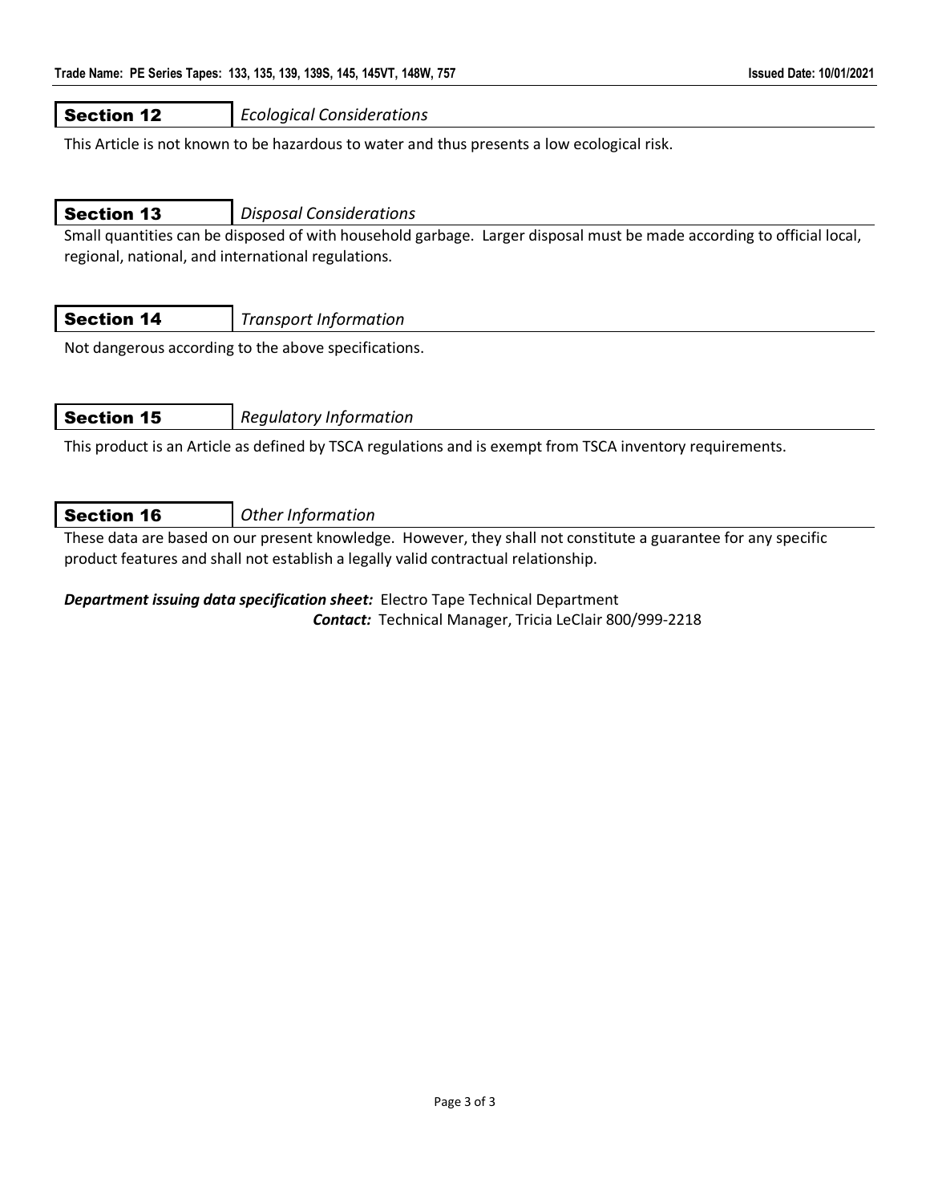## Section 12 — *Ecological Considerations*

This Article is not known to be hazardous to water and thus presents a low ecological risk.

## Section 13 — *Disposal Considerations*

Small quantities can be disposed of with household garbage. Larger disposal must be made according to official local, regional, national, and international regulations.

## Section 14 — *Transport Information*

Not dangerous according to the above specifications.

## Section 15 — *Regulatory Information*

This product is an Article as defined by TSCA regulations and is exempt from TSCA inventory requirements.

## Section 16 — *Other Information*

These data are based on our present knowledge. However, they shall not constitute a guarantee for any specific product features and shall not establish a legally valid contractual relationship.

***Department issuing data specification sheet:*** Electro Tape Technical Department

***Contact:*** Technical Manager, Tricia LeClair 800/999-2218